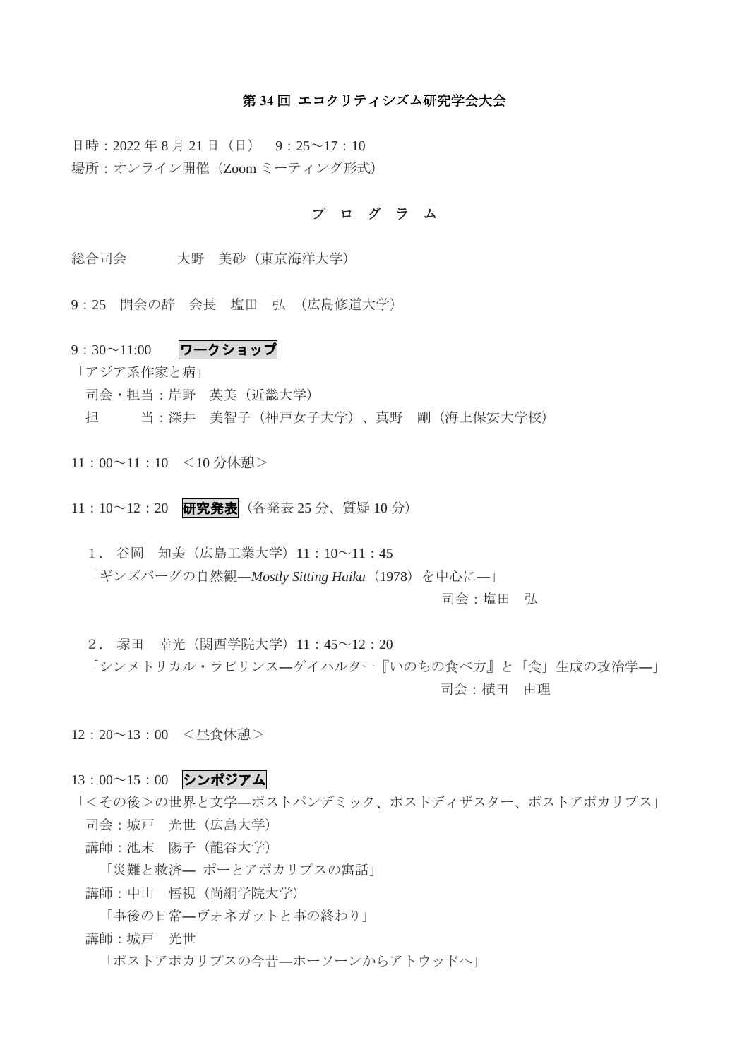# 第 34 回 エコクリティシズム研究学会大会

日時：2022 年 8 月 21 日（日）　9：25〜17：10
場所：オンライン開催（Zoom ミーティング形式）

## プ　ロ　グ　ラ　ム

総合司会　　　大野　美砂（東京海洋大学）

9：25　開会の辞　会長　塩田　弘　（広島修道大学）

9：30〜11:00　　**ワークショップ**

「アジア系作家と病」
　司会・担当：岸野　英美（近畿大学）
　担　　　当：深井　美智子（神戸女子大学）、真野　剛（海上保安大学校）

11：00〜11：10　＜10 分休憩＞

11：10〜12：20　**研究発表**（各発表 25 分、質疑 10 分）

1．谷岡　知美（広島工業大学）11：10〜11：45
「ギンズバーグの自然観—*Mostly Sitting Haiku*（1978）を中心に—」
司会：塩田　弘

2．塚田　幸光（関西学院大学）11：45〜12：20
「シンメトリカル・ラビリンス—ゲイハルター『いのちの食べ方』と「食」生成の政治学—」
司会：横田　由理

12：20〜13：00　＜昼食休憩＞

13：00〜15：00　**シンポジアム**

「＜その後＞の世界と文学—ポストパンデミック、ポストディザスター、ポストアポカリプス」
　司会：城戸　光世（広島大学）
　講師：池末　陽子（龍谷大学）
　　「災難と救済— ポーとアポカリプスの寓話」
　講師：中山　悟視（尚絅学院大学）
　　「事後の日常—ヴォネガットと事の終わり」
　講師：城戸　光世
　　「ポストアポカリプスの今昔—ホーソーンからアトウッドへ」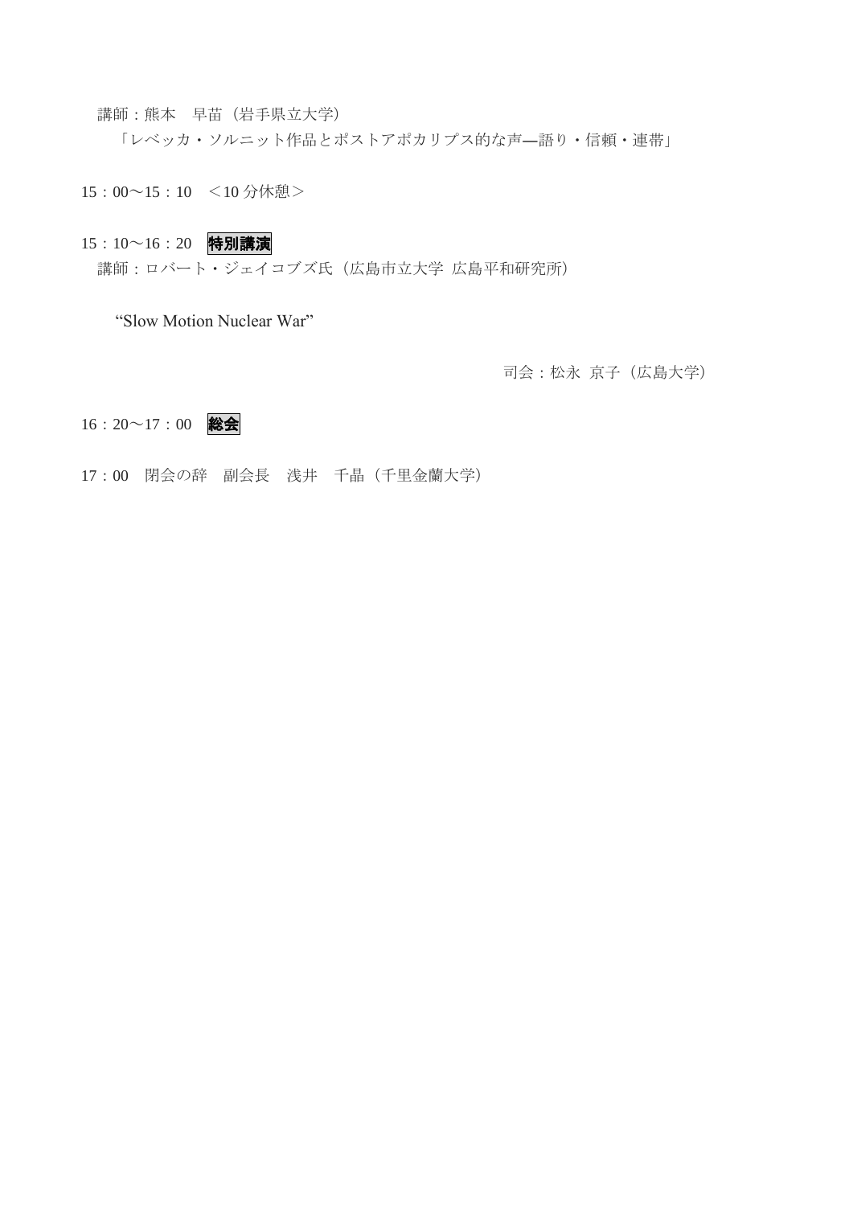講師：熊本　早苗（岩手県立大学）

「レベッカ・ソルニット作品とポストアポカリプス的な声―語り・信頼・連帯」

15：00～15：10　＜10 分休憩＞

15：10～16：20　**特別講演**

講師：ロバート・ジェイコブズ氏（広島市立大学 広島平和研究所）

"Slow Motion Nuclear War"

司会：松永 京子（広島大学）

16：20～17：00　**総会**

17：00　閉会の辞　副会長　浅井　千晶（千里金蘭大学）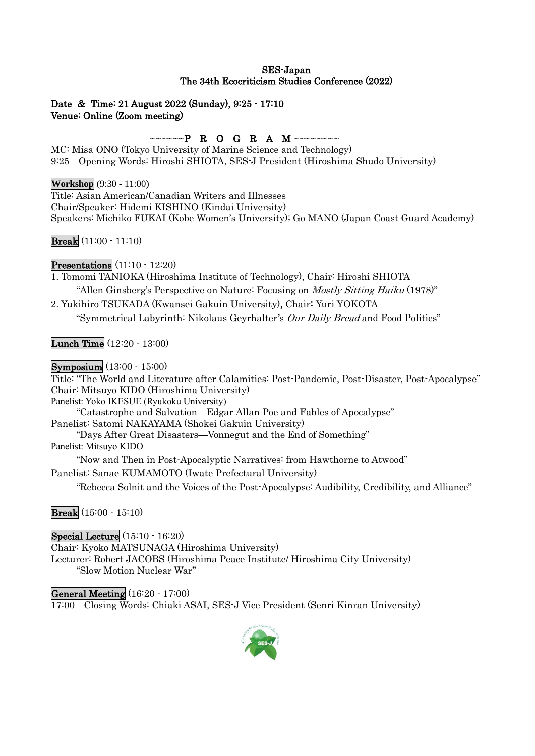**SES-Japan**
**The 34th Ecocriticism Studies Conference (2022)**

**Date & Time: 21 August 2022 (Sunday), 9:25 - 17:10**
**Venue: Online (Zoom meeting)**

~~~~~~**P R O G R A M**~~~~~~~~

MC: Misa ONO (Tokyo University of Marine Science and Technology)
9:25 Opening Words: Hiroshi SHIOTA, SES-J President (Hiroshima Shudo University)

**Workshop** (9:30 - 11:00)
Title: Asian American/Canadian Writers and Illnesses
Chair/Speaker: Hidemi KISHINO (Kindai University)
Speakers: Michiko FUKAI (Kobe Women's University); Go MANO (Japan Coast Guard Academy)

**Break** (11:00 - 11:10)

**Presentations** (11:10 - 12:20)

1. Tomomi TANIOKA (Hiroshima Institute of Technology), Chair: Hiroshi SHIOTA
   "Allen Ginsberg's Perspective on Nature: Focusing on *Mostly Sitting Haiku* (1978)"
2. Yukihiro TSUKADA (Kwansei Gakuin University), Chair: Yuri YOKOTA
   "Symmetrical Labyrinth: Nikolaus Geyrhalter's *Our Daily Bread* and Food Politics"

**Lunch Time** (12:20 - 13:00)

**Symposium** (13:00 - 15:00)
Title: "The World and Literature after Calamities: Post-Pandemic, Post-Disaster, Post-Apocalypse"
Chair: Mitsuyo KIDO (Hiroshima University)
Panelist: Yoko IKESUE (Ryukoku University)
"Catastrophe and Salvation—Edgar Allan Poe and Fables of Apocalypse"
Panelist: Satomi NAKAYAMA (Shokei Gakuin University)
"Days After Great Disasters—Vonnegut and the End of Something"
Panelist: Mitsuyo KIDO
"Now and Then in Post-Apocalyptic Narratives: from Hawthorne to Atwood"
Panelist: Sanae KUMAMOTO (Iwate Prefectural University)
"Rebecca Solnit and the Voices of the Post-Apocalypse: Audibility, Credibility, and Alliance"

**Break** (15:00 - 15:10)

**Special Lecture** (15:10 - 16:20)
Chair: Kyoko MATSUNAGA (Hiroshima University)
Lecturer: Robert JACOBS (Hiroshima Peace Institute/ Hiroshima City University)
"Slow Motion Nuclear War"

**General Meeting** (16:20 - 17:00)
17:00 Closing Words: Chiaki ASAI, SES-J Vice President (Senri Kinran University)